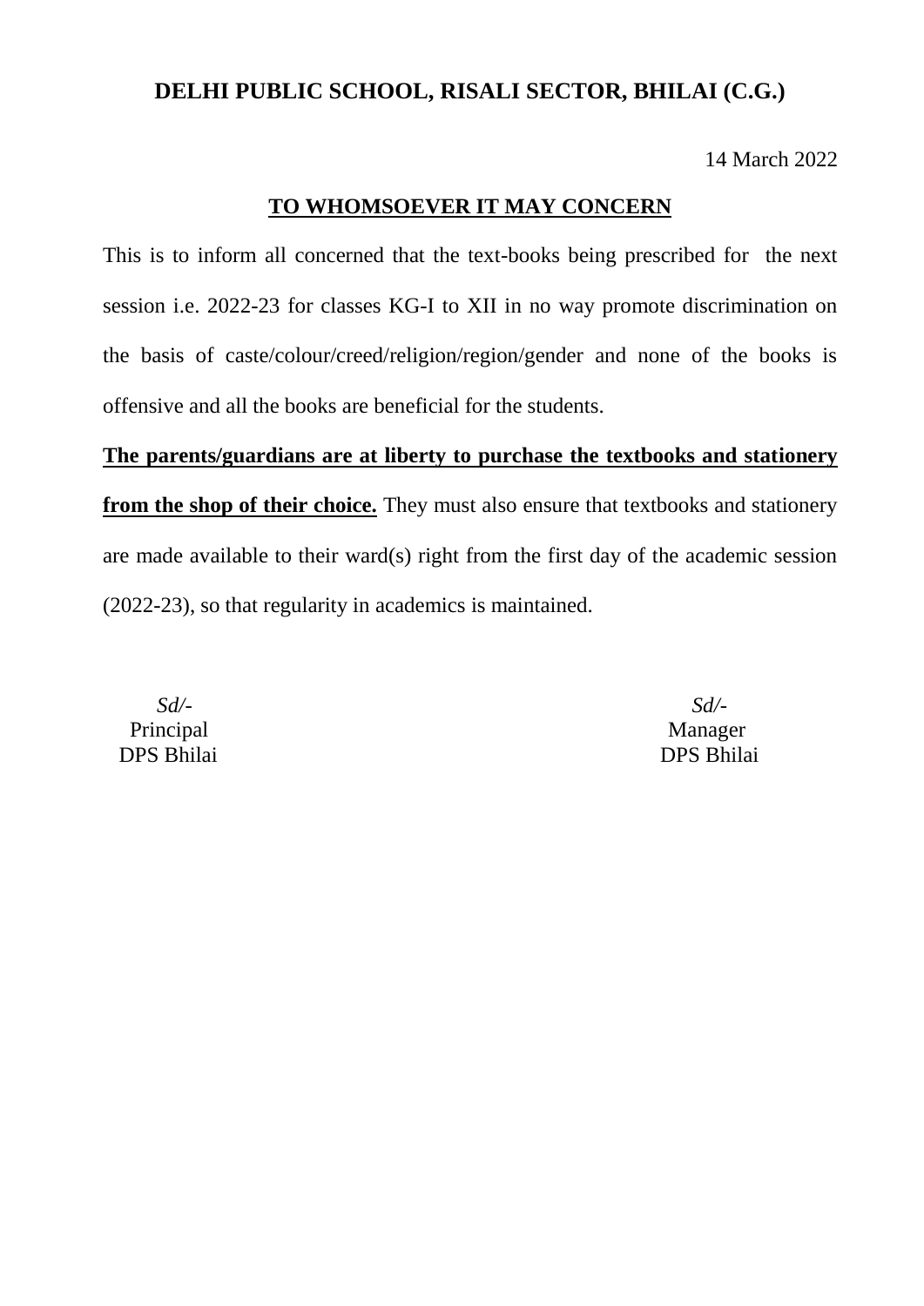# DELHI PUBLIC SCHOOL, RISALI SECTOR, BHILAI (C.G.)

14 March 2022

## TO WHOMSOEVER IT MAY CONCERN

This is to inform all concerned that the text-books being prescribed for the next session i.e. 2022-23 for classes KG-I to XII in no way promote discrimination on the basis of caste/colour/creed/religion/region/gender and none of the books is offensive and all the books are beneficial for the students.

**The parents/guardians are at liberty to purchase the textbooks and stationery from the shop of their choice.** They must also ensure that textbooks and stationery are made available to their ward(s) right from the first day of the academic session (2022-23), so that regularity in academics is maintained.

*Sd/-*
Principal
DPS Bhilai

*Sd/-*
Manager
DPS Bhilai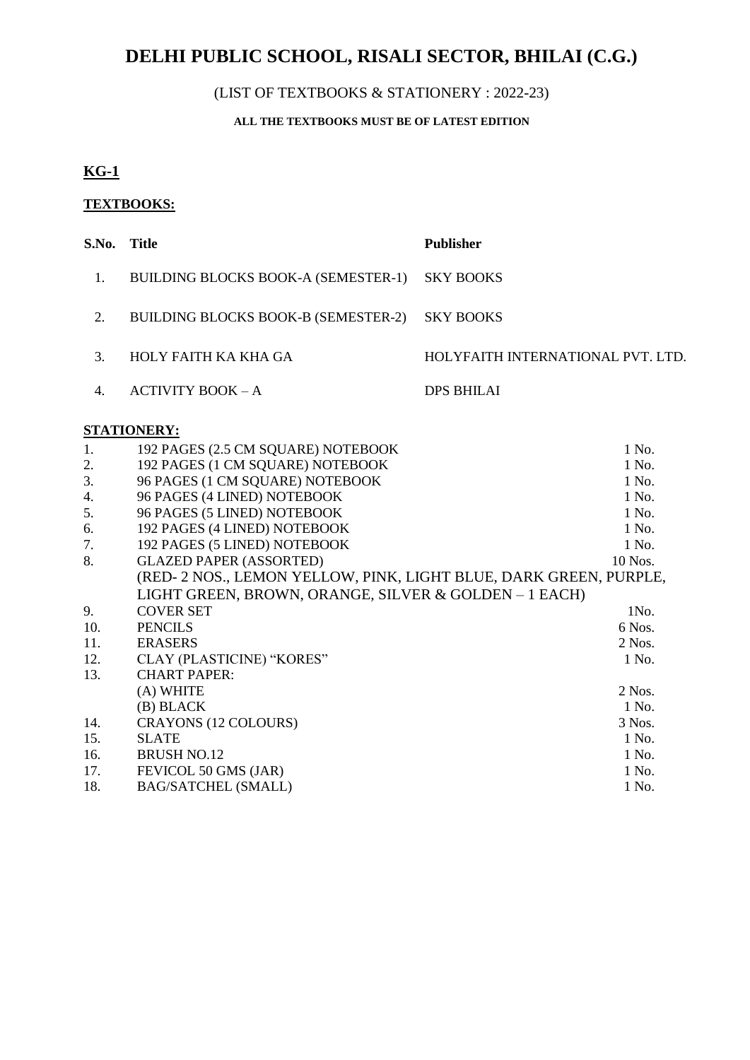# DELHI PUBLIC SCHOOL, RISALI SECTOR, BHILAI (C.G.)

(LIST OF TEXTBOOKS & STATIONERY : 2022-23)

**ALL THE TEXTBOOKS MUST BE OF LATEST EDITION**

## KG-1

### TEXTBOOKS:

| S.No. | Title | Publisher |
|---|---|---|
| 1. | BUILDING BLOCKS BOOK-A (SEMESTER-1) | SKY BOOKS |
| 2. | BUILDING BLOCKS BOOK-B (SEMESTER-2) | SKY BOOKS |
| 3. | HOLY FAITH KA KHA GA | HOLYFAITH INTERNATIONAL PVT. LTD. |
| 4. | ACTIVITY BOOK – A | DPS BHILAI |

### STATIONERY:

| | | |
|---|---|---|
| 1. | 192 PAGES (2.5 CM SQUARE) NOTEBOOK | 1 No. |
| 2. | 192 PAGES (1 CM SQUARE) NOTEBOOK | 1 No. |
| 3. | 96 PAGES (1 CM SQUARE) NOTEBOOK | 1 No. |
| 4. | 96 PAGES (4 LINED) NOTEBOOK | 1 No. |
| 5. | 96 PAGES (5 LINED) NOTEBOOK | 1 No. |
| 6. | 192 PAGES (4 LINED) NOTEBOOK | 1 No. |
| 7. | 192 PAGES (5 LINED) NOTEBOOK | 1 No. |
| 8. | GLAZED PAPER (ASSORTED) (RED- 2 NOS., LEMON YELLOW, PINK, LIGHT BLUE, DARK GREEN, PURPLE, LIGHT GREEN, BROWN, ORANGE, SILVER & GOLDEN – 1 EACH) | 10 Nos. |
| 9. | COVER SET | 1No. |
| 10. | PENCILS | 6 Nos. |
| 11. | ERASERS | 2 Nos. |
| 12. | CLAY (PLASTICINE) "KORES" | 1 No. |
| 13. | CHART PAPER: | |
| | (A) WHITE | 2 Nos. |
| | (B) BLACK | 1 No. |
| 14. | CRAYONS (12 COLOURS) | 3 Nos. |
| 15. | SLATE | 1 No. |
| 16. | BRUSH NO.12 | 1 No. |
| 17. | FEVICOL 50 GMS (JAR) | 1 No. |
| 18. | BAG/SATCHEL (SMALL) | 1 No. |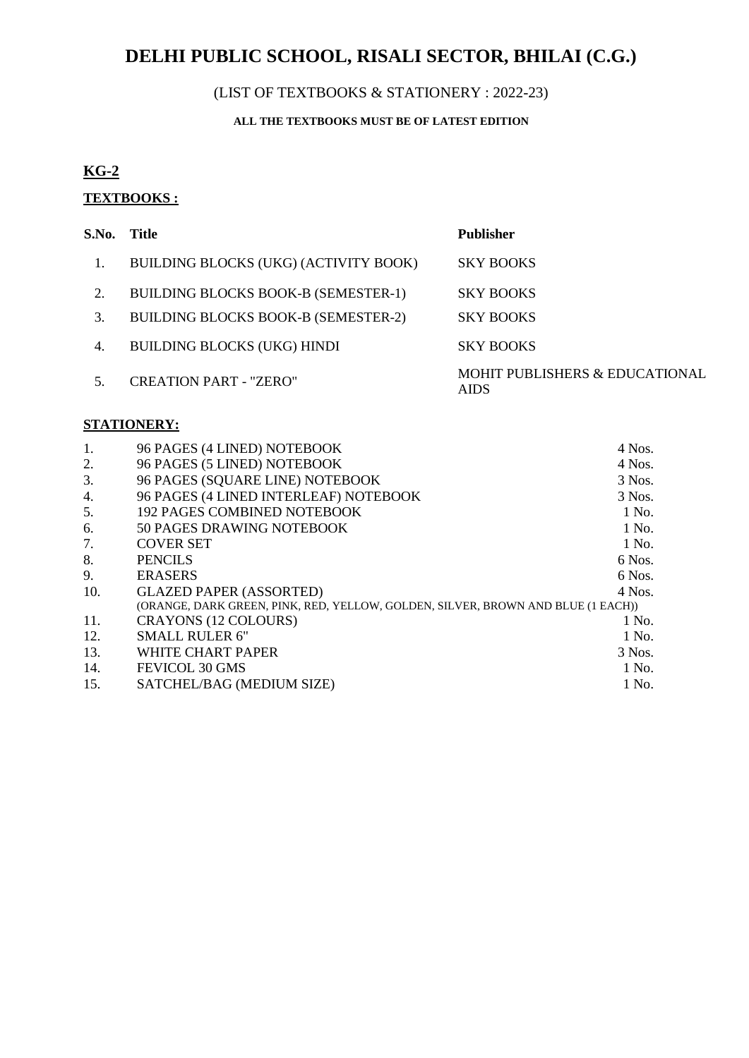# DELHI PUBLIC SCHOOL, RISALI SECTOR, BHILAI (C.G.)

(LIST OF TEXTBOOKS & STATIONERY : 2022-23)

**ALL THE TEXTBOOKS MUST BE OF LATEST EDITION**

## KG-2

### TEXTBOOKS :

| S.No. | Title | Publisher |
|---|---|---|
| 1. | BUILDING BLOCKS (UKG) (ACTIVITY BOOK) | SKY BOOKS |
| 2. | BUILDING BLOCKS BOOK-B (SEMESTER-1) | SKY BOOKS |
| 3. | BUILDING BLOCKS BOOK-B (SEMESTER-2) | SKY BOOKS |
| 4. | BUILDING BLOCKS (UKG) HINDI | SKY BOOKS |
| 5. | CREATION PART - "ZERO" | MOHIT PUBLISHERS & EDUCATIONAL AIDS |

### STATIONERY:

| | | |
|---|---|---|
| 1. | 96 PAGES (4 LINED) NOTEBOOK | 4 Nos. |
| 2. | 96 PAGES (5 LINED) NOTEBOOK | 4 Nos. |
| 3. | 96 PAGES (SQUARE LINE) NOTEBOOK | 3 Nos. |
| 4. | 96 PAGES (4 LINED INTERLEAF) NOTEBOOK | 3 Nos. |
| 5. | 192 PAGES COMBINED NOTEBOOK | 1 No. |
| 6. | 50 PAGES DRAWING NOTEBOOK | 1 No. |
| 7. | COVER SET | 1 No. |
| 8. | PENCILS | 6 Nos. |
| 9. | ERASERS | 6 Nos. |
| 10. | GLAZED PAPER (ASSORTED)<br>(ORANGE, DARK GREEN, PINK, RED, YELLOW, GOLDEN, SILVER, BROWN AND BLUE (1 EACH)) | 4 Nos. |
| 11. | CRAYONS (12 COLOURS) | 1 No. |
| 12. | SMALL RULER 6" | 1 No. |
| 13. | WHITE CHART PAPER | 3 Nos. |
| 14. | FEVICOL 30 GMS | 1 No. |
| 15. | SATCHEL/BAG (MEDIUM SIZE) | 1 No. |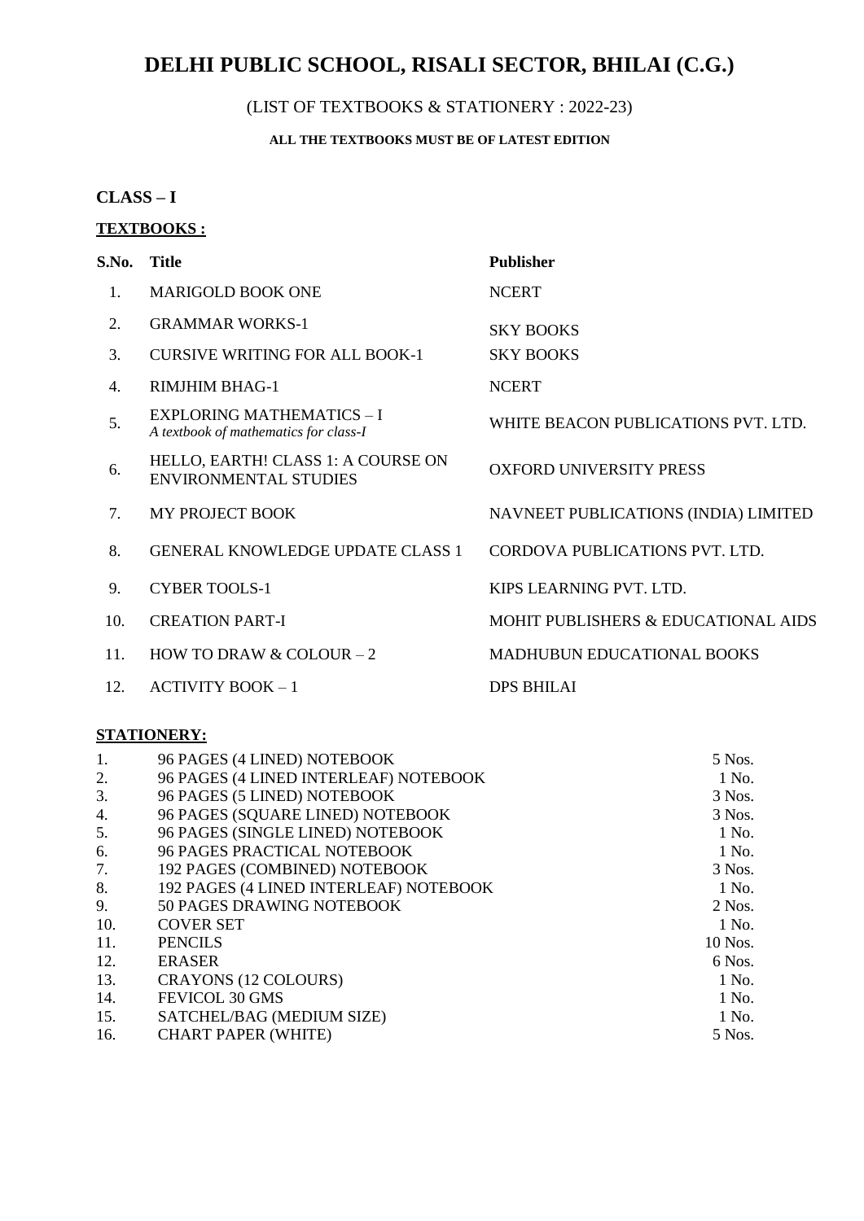# DELHI PUBLIC SCHOOL, RISALI SECTOR, BHILAI (C.G.)

(LIST OF TEXTBOOKS & STATIONERY : 2022-23)

**ALL THE TEXTBOOKS MUST BE OF LATEST EDITION**

## CLASS – I

**TEXTBOOKS :**

| S.No. | Title | Publisher |
|---|---|---|
| 1. | MARIGOLD BOOK ONE | NCERT |
| 2. | GRAMMAR WORKS-1 | SKY BOOKS |
| 3. | CURSIVE WRITING FOR ALL BOOK-1 | SKY BOOKS |
| 4. | RIMJHIM BHAG-1 | NCERT |
| 5. | EXPLORING MATHEMATICS – I *A textbook of mathematics for class-I* | WHITE BEACON PUBLICATIONS PVT. LTD. |
| 6. | HELLO, EARTH! CLASS 1: A COURSE ON ENVIRONMENTAL STUDIES | OXFORD UNIVERSITY PRESS |
| 7. | MY PROJECT BOOK | NAVNEET PUBLICATIONS (INDIA) LIMITED |
| 8. | GENERAL KNOWLEDGE UPDATE CLASS 1 | CORDOVA PUBLICATIONS PVT. LTD. |
| 9. | CYBER TOOLS-1 | KIPS LEARNING PVT. LTD. |
| 10. | CREATION PART-I | MOHIT PUBLISHERS & EDUCATIONAL AIDS |
| 11. | HOW TO DRAW & COLOUR – 2 | MADHUBUN EDUCATIONAL BOOKS |
| 12. | ACTIVITY BOOK – 1 | DPS BHILAI |

**STATIONERY:**

| S.No. | Item | Quantity |
|---|---|---|
| 1. | 96 PAGES (4 LINED) NOTEBOOK | 5 Nos. |
| 2. | 96 PAGES (4 LINED INTERLEAF) NOTEBOOK | 1 No. |
| 3. | 96 PAGES (5 LINED) NOTEBOOK | 3 Nos. |
| 4. | 96 PAGES (SQUARE LINED) NOTEBOOK | 3 Nos. |
| 5. | 96 PAGES (SINGLE LINED) NOTEBOOK | 1 No. |
| 6. | 96 PAGES PRACTICAL NOTEBOOK | 1 No. |
| 7. | 192 PAGES (COMBINED) NOTEBOOK | 3 Nos. |
| 8. | 192 PAGES (4 LINED INTERLEAF) NOTEBOOK | 1 No. |
| 9. | 50 PAGES DRAWING NOTEBOOK | 2 Nos. |
| 10. | COVER SET | 1 No. |
| 11. | PENCILS | 10 Nos. |
| 12. | ERASER | 6 Nos. |
| 13. | CRAYONS (12 COLOURS) | 1 No. |
| 14. | FEVICOL 30 GMS | 1 No. |
| 15. | SATCHEL/BAG (MEDIUM SIZE) | 1 No. |
| 16. | CHART PAPER (WHITE) | 5 Nos. |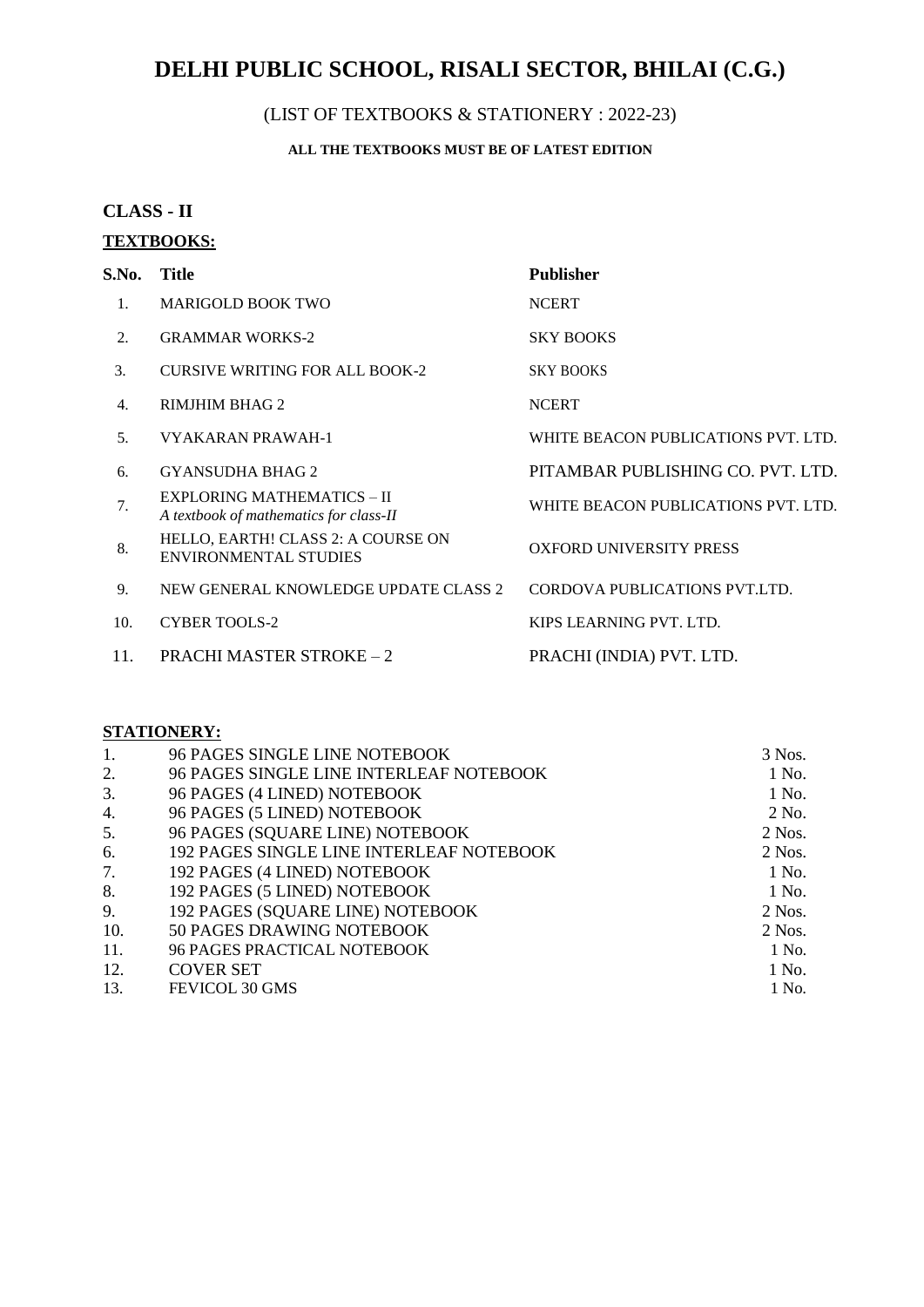# DELHI PUBLIC SCHOOL, RISALI SECTOR, BHILAI (C.G.)

(LIST OF TEXTBOOKS & STATIONERY : 2022-23)

**ALL THE TEXTBOOKS MUST BE OF LATEST EDITION**

## CLASS - II

**TEXTBOOKS:**

| S.No. | Title | Publisher |
|---|---|---|
| 1. | MARIGOLD BOOK TWO | NCERT |
| 2. | GRAMMAR WORKS-2 | SKY BOOKS |
| 3. | CURSIVE WRITING FOR ALL BOOK-2 | SKY BOOKS |
| 4. | RIMJHIM BHAG 2 | NCERT |
| 5. | VYAKARAN PRAWAH-1 | WHITE BEACON PUBLICATIONS PVT. LTD. |
| 6. | GYANSUDHA BHAG 2 | PITAMBAR PUBLISHING CO. PVT. LTD. |
| 7. | EXPLORING MATHEMATICS – II *A textbook of mathematics for class-II* | WHITE BEACON PUBLICATIONS PVT. LTD. |
| 8. | HELLO, EARTH! CLASS 2: A COURSE ON ENVIRONMENTAL STUDIES | OXFORD UNIVERSITY PRESS |
| 9. | NEW GENERAL KNOWLEDGE UPDATE CLASS 2 | CORDOVA PUBLICATIONS PVT.LTD. |
| 10. | CYBER TOOLS-2 | KIPS LEARNING PVT. LTD. |
| 11. | PRACHI MASTER STROKE – 2 | PRACHI (INDIA) PVT. LTD. |

**STATIONERY:**

| | | |
|---|---|---|
| 1. | 96 PAGES SINGLE LINE NOTEBOOK | 3 Nos. |
| 2. | 96 PAGES SINGLE LINE INTERLEAF NOTEBOOK | 1 No. |
| 3. | 96 PAGES (4 LINED) NOTEBOOK | 1 No. |
| 4. | 96 PAGES (5 LINED) NOTEBOOK | 2 No. |
| 5. | 96 PAGES (SQUARE LINE) NOTEBOOK | 2 Nos. |
| 6. | 192 PAGES SINGLE LINE INTERLEAF NOTEBOOK | 2 Nos. |
| 7. | 192 PAGES (4 LINED) NOTEBOOK | 1 No. |
| 8. | 192 PAGES (5 LINED) NOTEBOOK | 1 No. |
| 9. | 192 PAGES (SQUARE LINE) NOTEBOOK | 2 Nos. |
| 10. | 50 PAGES DRAWING NOTEBOOK | 2 Nos. |
| 11. | 96 PAGES PRACTICAL NOTEBOOK | 1 No. |
| 12. | COVER SET | 1 No. |
| 13. | FEVICOL 30 GMS | 1 No. |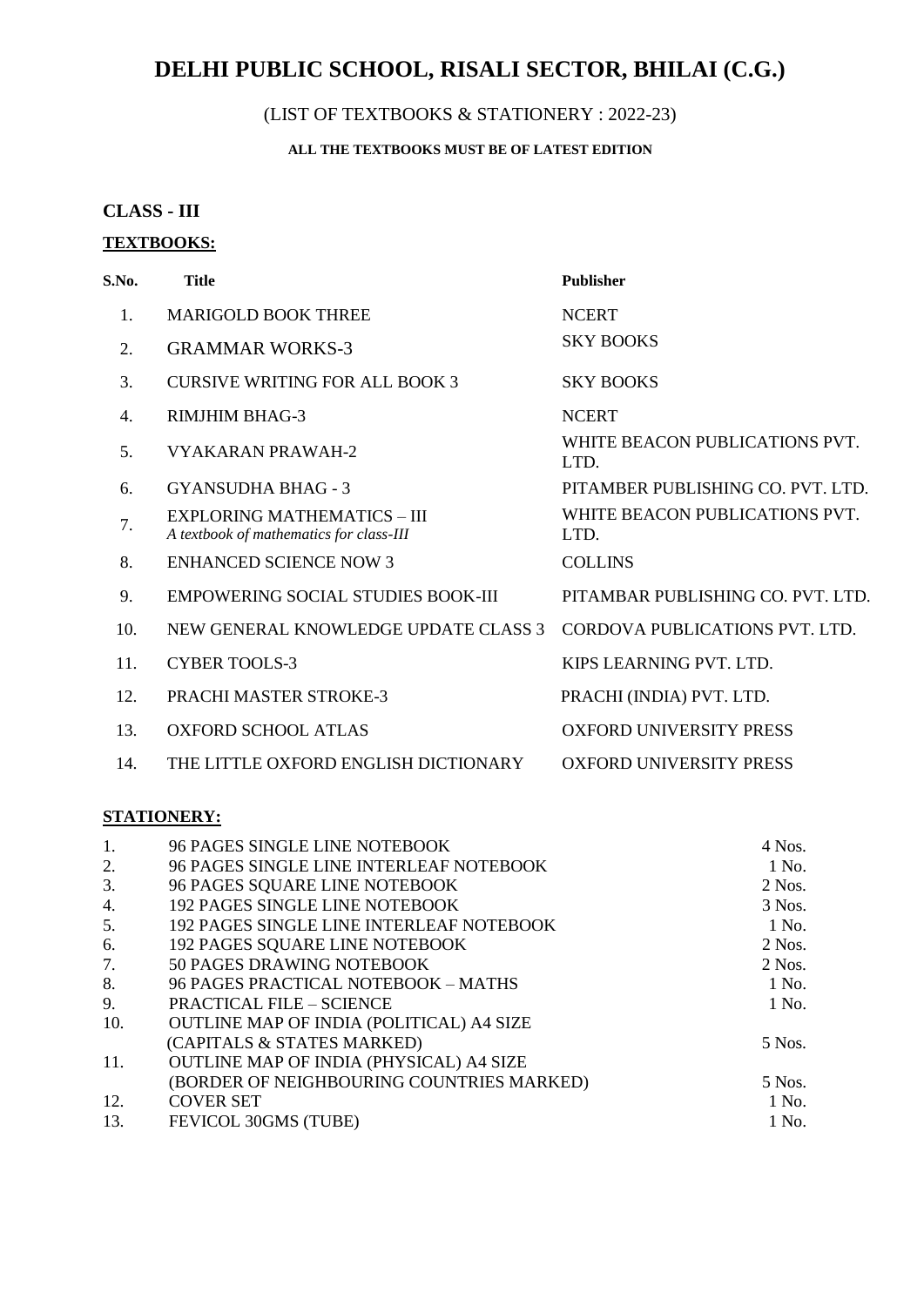# DELHI PUBLIC SCHOOL, RISALI SECTOR, BHILAI (C.G.)

(LIST OF TEXTBOOKS & STATIONERY : 2022-23)

**ALL THE TEXTBOOKS MUST BE OF LATEST EDITION**

## CLASS - III

### TEXTBOOKS:

| S.No. | Title | Publisher |
|---|---|---|
| 1. | MARIGOLD BOOK THREE | NCERT |
| 2. | GRAMMAR WORKS-3 | SKY BOOKS |
| 3. | CURSIVE WRITING FOR ALL BOOK 3 | SKY BOOKS |
| 4. | RIMJHIM BHAG-3 | NCERT |
| 5. | VYAKARAN PRAWAH-2 | WHITE BEACON PUBLICATIONS PVT. LTD. |
| 6. | GYANSUDHA BHAG - 3 | PITAMBER PUBLISHING CO. PVT. LTD. |
| 7. | EXPLORING MATHEMATICS – III<br>*A textbook of mathematics for class-III* | WHITE BEACON PUBLICATIONS PVT. LTD. |
| 8. | ENHANCED SCIENCE NOW 3 | COLLINS |
| 9. | EMPOWERING SOCIAL STUDIES BOOK-III | PITAMBAR PUBLISHING CO. PVT. LTD. |
| 10. | NEW GENERAL KNOWLEDGE UPDATE CLASS 3 | CORDOVA PUBLICATIONS PVT. LTD. |
| 11. | CYBER TOOLS-3 | KIPS LEARNING PVT. LTD. |
| 12. | PRACHI MASTER STROKE-3 | PRACHI (INDIA) PVT. LTD. |
| 13. | OXFORD SCHOOL ATLAS | OXFORD UNIVERSITY PRESS |
| 14. | THE LITTLE OXFORD ENGLISH DICTIONARY | OXFORD UNIVERSITY PRESS |

### STATIONERY:

| | | |
|---|---|---|
| 1. | 96 PAGES SINGLE LINE NOTEBOOK | 4 Nos. |
| 2. | 96 PAGES SINGLE LINE INTERLEAF NOTEBOOK | 1 No. |
| 3. | 96 PAGES SQUARE LINE NOTEBOOK | 2 Nos. |
| 4. | 192 PAGES SINGLE LINE NOTEBOOK | 3 Nos. |
| 5. | 192 PAGES SINGLE LINE INTERLEAF NOTEBOOK | 1 No. |
| 6. | 192 PAGES SQUARE LINE NOTEBOOK | 2 Nos. |
| 7. | 50 PAGES DRAWING NOTEBOOK | 2 Nos. |
| 8. | 96 PAGES PRACTICAL NOTEBOOK – MATHS | 1 No. |
| 9. | PRACTICAL FILE – SCIENCE | 1 No. |
| 10. | OUTLINE MAP OF INDIA (POLITICAL) A4 SIZE (CAPITALS & STATES MARKED) | 5 Nos. |
| 11. | OUTLINE MAP OF INDIA (PHYSICAL) A4 SIZE (BORDER OF NEIGHBOURING COUNTRIES MARKED) | 5 Nos. |
| 12. | COVER SET | 1 No. |
| 13. | FEVICOL 30GMS (TUBE) | 1 No. |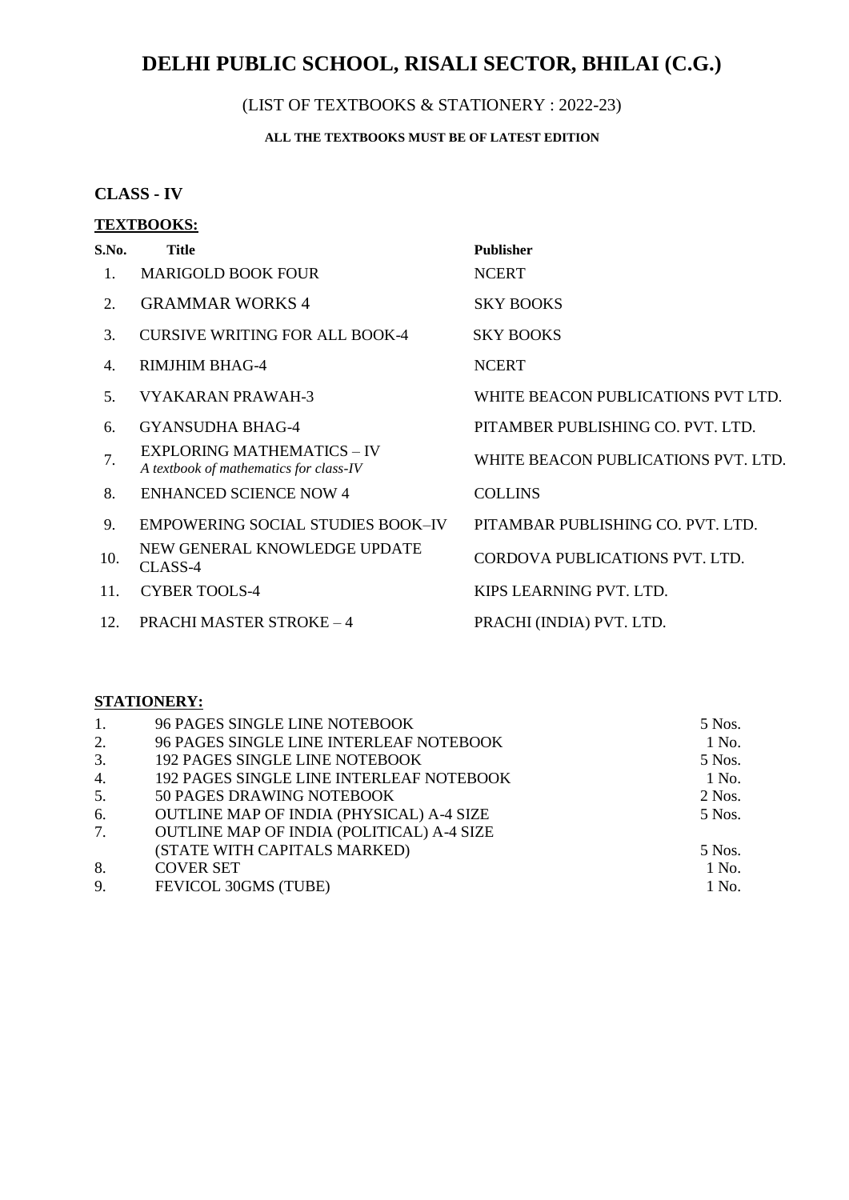# DELHI PUBLIC SCHOOL, RISALI SECTOR, BHILAI (C.G.)

(LIST OF TEXTBOOKS & STATIONERY : 2022-23)

**ALL THE TEXTBOOKS MUST BE OF LATEST EDITION**

## CLASS - IV

**TEXTBOOKS:**

| S.No. | Title | Publisher |
|---|---|---|
| 1. | MARIGOLD BOOK FOUR | NCERT |
| 2. | GRAMMAR WORKS 4 | SKY BOOKS |
| 3. | CURSIVE WRITING FOR ALL BOOK-4 | SKY BOOKS |
| 4. | RIMJHIM BHAG-4 | NCERT |
| 5. | VYAKARAN PRAWAH-3 | WHITE BEACON PUBLICATIONS PVT LTD. |
| 6. | GYANSUDHA BHAG-4 | PITAMBER PUBLISHING CO. PVT. LTD. |
| 7. | EXPLORING MATHEMATICS – IV *A textbook of mathematics for class-IV* | WHITE BEACON PUBLICATIONS PVT. LTD. |
| 8. | ENHANCED SCIENCE NOW 4 | COLLINS |
| 9. | EMPOWERING SOCIAL STUDIES BOOK–IV | PITAMBAR PUBLISHING CO. PVT. LTD. |
| 10. | NEW GENERAL KNOWLEDGE UPDATE CLASS-4 | CORDOVA PUBLICATIONS PVT. LTD. |
| 11. | CYBER TOOLS-4 | KIPS LEARNING PVT. LTD. |
| 12. | PRACHI MASTER STROKE – 4 | PRACHI (INDIA) PVT. LTD. |

**STATIONERY:**

| S.No. | Item | Quantity |
|---|---|---|
| 1. | 96 PAGES SINGLE LINE NOTEBOOK | 5 Nos. |
| 2. | 96 PAGES SINGLE LINE INTERLEAF NOTEBOOK | 1 No. |
| 3. | 192 PAGES SINGLE LINE NOTEBOOK | 5 Nos. |
| 4. | 192 PAGES SINGLE LINE INTERLEAF NOTEBOOK | 1 No. |
| 5. | 50 PAGES DRAWING NOTEBOOK | 2 Nos. |
| 6. | OUTLINE MAP OF INDIA (PHYSICAL) A-4 SIZE | 5 Nos. |
| 7. | OUTLINE MAP OF INDIA (POLITICAL) A-4 SIZE (STATE WITH CAPITALS MARKED) | 5 Nos. |
| 8. | COVER SET | 1 No. |
| 9. | FEVICOL 30GMS (TUBE) | 1 No. |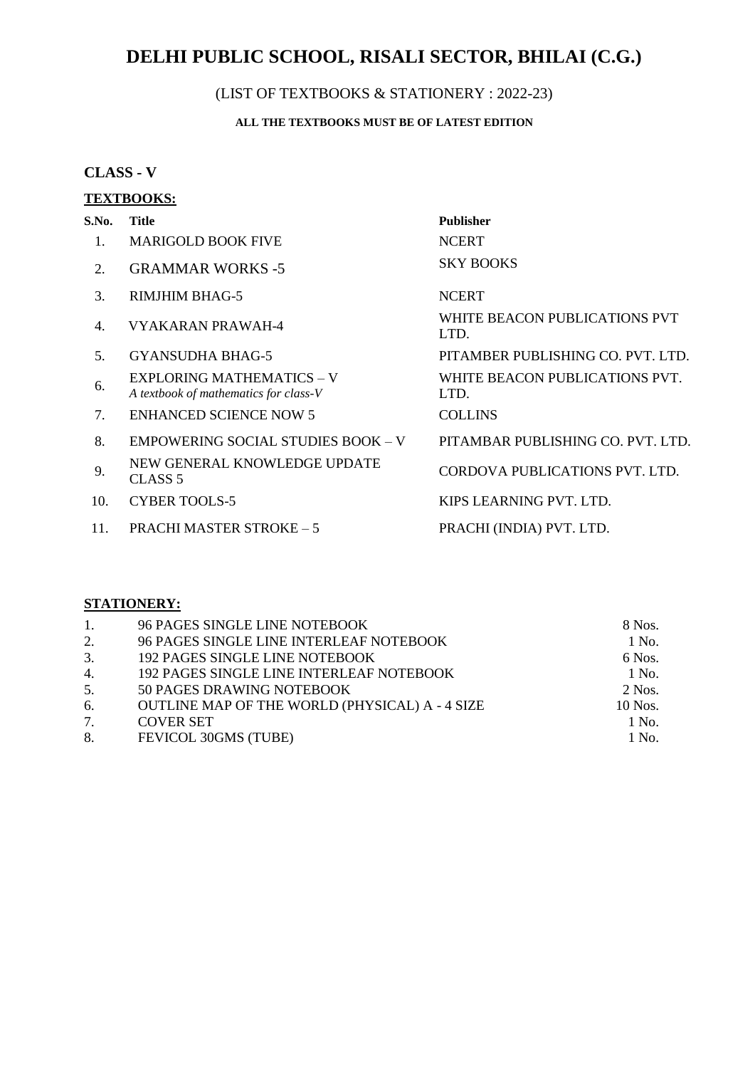# DELHI PUBLIC SCHOOL, RISALI SECTOR, BHILAI (C.G.)

(LIST OF TEXTBOOKS & STATIONERY : 2022-23)

**ALL THE TEXTBOOKS MUST BE OF LATEST EDITION**

## CLASS - V

**TEXTBOOKS:**

| S.No. | Title | Publisher |
|---|---|---|
| 1. | MARIGOLD BOOK FIVE | NCERT |
| 2. | GRAMMAR WORKS -5 | SKY BOOKS |
| 3. | RIMJHIM BHAG-5 | NCERT |
| 4. | VYAKARAN PRAWAH-4 | WHITE BEACON PUBLICATIONS PVT LTD. |
| 5. | GYANSUDHA BHAG-5 | PITAMBER PUBLISHING CO. PVT. LTD. |
| 6. | EXPLORING MATHEMATICS – V *A textbook of mathematics for class-V* | WHITE BEACON PUBLICATIONS PVT. LTD. |
| 7. | ENHANCED SCIENCE NOW 5 | COLLINS |
| 8. | EMPOWERING SOCIAL STUDIES BOOK – V | PITAMBAR PUBLISHING CO. PVT. LTD. |
| 9. | NEW GENERAL KNOWLEDGE UPDATE CLASS 5 | CORDOVA PUBLICATIONS PVT. LTD. |
| 10. | CYBER TOOLS-5 | KIPS LEARNING PVT. LTD. |
| 11. | PRACHI MASTER STROKE – 5 | PRACHI (INDIA) PVT. LTD. |

**STATIONERY:**

| | | |
|---|---|---|
| 1. | 96 PAGES SINGLE LINE NOTEBOOK | 8 Nos. |
| 2. | 96 PAGES SINGLE LINE INTERLEAF NOTEBOOK | 1 No. |
| 3. | 192 PAGES SINGLE LINE NOTEBOOK | 6 Nos. |
| 4. | 192 PAGES SINGLE LINE INTERLEAF NOTEBOOK | 1 No. |
| 5. | 50 PAGES DRAWING NOTEBOOK | 2 Nos. |
| 6. | OUTLINE MAP OF THE WORLD (PHYSICAL) A - 4 SIZE | 10 Nos. |
| 7. | COVER SET | 1 No. |
| 8. | FEVICOL 30GMS (TUBE) | 1 No. |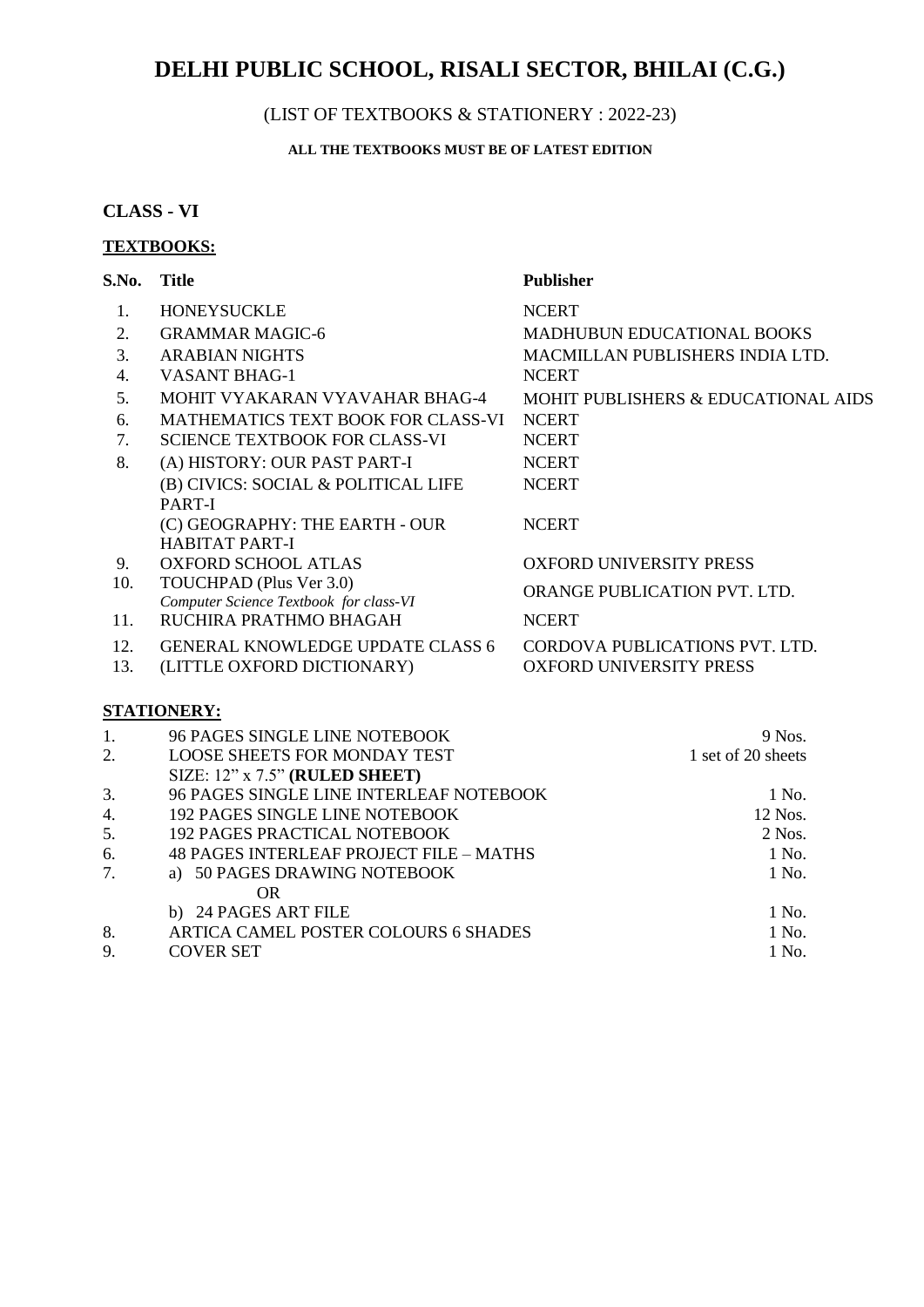# DELHI PUBLIC SCHOOL, RISALI SECTOR, BHILAI (C.G.)

(LIST OF TEXTBOOKS & STATIONERY : 2022-23)

**ALL THE TEXTBOOKS MUST BE OF LATEST EDITION**

## CLASS - VI

### TEXTBOOKS:

| S.No. | Title | Publisher |
|---|---|---|
| 1. | HONEYSUCKLE | NCERT |
| 2. | GRAMMAR MAGIC-6 | MADHUBUN EDUCATIONAL BOOKS |
| 3. | ARABIAN NIGHTS | MACMILLAN PUBLISHERS INDIA LTD. |
| 4. | VASANT BHAG-1 | NCERT |
| 5. | MOHIT VYAKARAN VYAVAHAR BHAG-4 | MOHIT PUBLISHERS & EDUCATIONAL AIDS |
| 6. | MATHEMATICS TEXT BOOK FOR CLASS-VI | NCERT |
| 7. | SCIENCE TEXTBOOK FOR CLASS-VI | NCERT |
| 8. | (A) HISTORY: OUR PAST PART-I | NCERT |
| | (B) CIVICS: SOCIAL & POLITICAL LIFE PART-I | NCERT |
| | (C) GEOGRAPHY: THE EARTH - OUR HABITAT PART-I | NCERT |
| 9. | OXFORD SCHOOL ATLAS | OXFORD UNIVERSITY PRESS |
| 10. | TOUCHPAD (Plus Ver 3.0) *Computer Science Textbook for class-VI* | ORANGE PUBLICATION PVT. LTD. |
| 11. | RUCHIRA PRATHMO BHAGAH | NCERT |
| 12. | GENERAL KNOWLEDGE UPDATE CLASS 6 | CORDOVA PUBLICATIONS PVT. LTD. |
| 13. | (LITTLE OXFORD DICTIONARY) | OXFORD UNIVERSITY PRESS |

### STATIONERY:

| S.No. | Item | Quantity |
|---|---|---|
| 1. | 96 PAGES SINGLE LINE NOTEBOOK | 9 Nos. |
| 2. | LOOSE SHEETS FOR MONDAY TEST SIZE: 12" x 7.5" **(RULED SHEET)** | 1 set of 20 sheets |
| 3. | 96 PAGES SINGLE LINE INTERLEAF NOTEBOOK | 1 No. |
| 4. | 192 PAGES SINGLE LINE NOTEBOOK | 12 Nos. |
| 5. | 192 PAGES PRACTICAL NOTEBOOK | 2 Nos. |
| 6. | 48 PAGES INTERLEAF PROJECT FILE – MATHS | 1 No. |
| 7. | a) 50 PAGES DRAWING NOTEBOOK | 1 No. |
| | OR | |
| | b) 24 PAGES ART FILE | 1 No. |
| 8. | ARTICA CAMEL POSTER COLOURS 6 SHADES | 1 No. |
| 9. | COVER SET | 1 No. |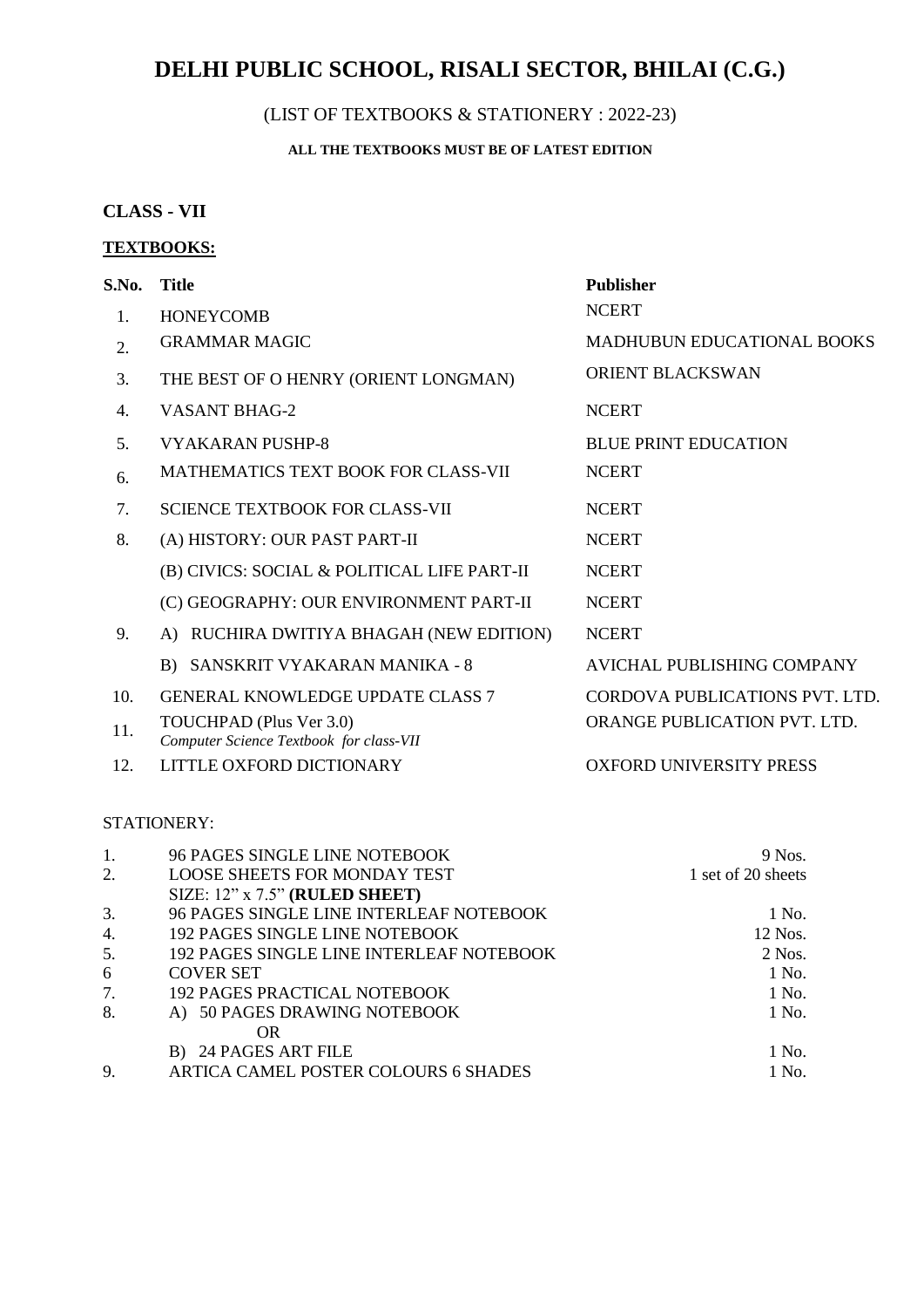# DELHI PUBLIC SCHOOL, RISALI SECTOR, BHILAI (C.G.)

(LIST OF TEXTBOOKS & STATIONERY : 2022-23)

**ALL THE TEXTBOOKS MUST BE OF LATEST EDITION**

**CLASS - VII**

**TEXTBOOKS:**

| S.No. | Title | Publisher |
|---|---|---|
| 1. | HONEYCOMB | NCERT |
| 2. | GRAMMAR MAGIC | MADHUBUN EDUCATIONAL BOOKS |
| 3. | THE BEST OF O HENRY (ORIENT LONGMAN) | ORIENT BLACKSWAN |
| 4. | VASANT BHAG-2 | NCERT |
| 5. | VYAKARAN PUSHP-8 | BLUE PRINT EDUCATION |
| 6. | MATHEMATICS TEXT BOOK FOR CLASS-VII | NCERT |
| 7. | SCIENCE TEXTBOOK FOR CLASS-VII | NCERT |
| 8. | (A) HISTORY: OUR PAST PART-II | NCERT |
| | (B) CIVICS: SOCIAL & POLITICAL LIFE PART-II | NCERT |
| | (C) GEOGRAPHY: OUR ENVIRONMENT PART-II | NCERT |
| 9. | A) RUCHIRA DWITIYA BHAGAH (NEW EDITION) | NCERT |
| | B) SANSKRIT VYAKARAN MANIKA - 8 | AVICHAL PUBLISHING COMPANY |
| 10. | GENERAL KNOWLEDGE UPDATE CLASS 7 | CORDOVA PUBLICATIONS PVT. LTD. |
| 11. | TOUCHPAD (Plus Ver 3.0) *Computer Science Textbook for class-VII* | ORANGE PUBLICATION PVT. LTD. |
| 12. | LITTLE OXFORD DICTIONARY | OXFORD UNIVERSITY PRESS |

STATIONERY:

| | | |
|---|---|---|
| 1. | 96 PAGES SINGLE LINE NOTEBOOK | 9 Nos. |
| 2. | LOOSE SHEETS FOR MONDAY TEST SIZE: 12” x 7.5” **(RULED SHEET)** | 1 set of 20 sheets |
| 3. | 96 PAGES SINGLE LINE INTERLEAF NOTEBOOK | 1 No. |
| 4. | 192 PAGES SINGLE LINE NOTEBOOK | 12 Nos. |
| 5. | 192 PAGES SINGLE LINE INTERLEAF NOTEBOOK | 2 Nos. |
| 6 | COVER SET | 1 No. |
| 7. | 192 PAGES PRACTICAL NOTEBOOK | 1 No. |
| 8. | A) 50 PAGES DRAWING NOTEBOOK | 1 No. |
| | OR | |
| | B) 24 PAGES ART FILE | 1 No. |
| 9. | ARTICA CAMEL POSTER COLOURS 6 SHADES | 1 No. |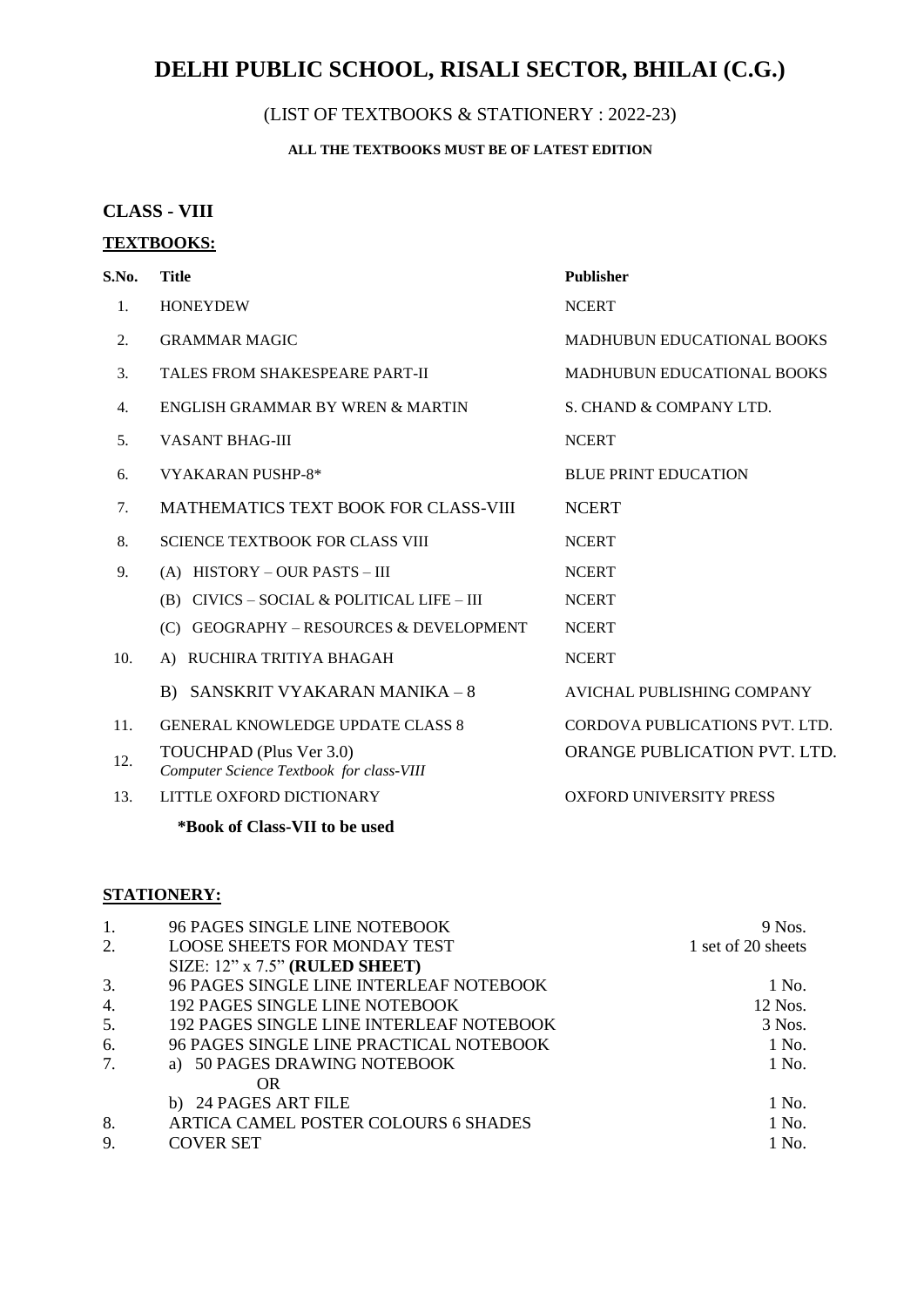# DELHI PUBLIC SCHOOL, RISALI SECTOR, BHILAI (C.G.)

(LIST OF TEXTBOOKS & STATIONERY : 2022-23)

**ALL THE TEXTBOOKS MUST BE OF LATEST EDITION**

## CLASS - VIII

### TEXTBOOKS:

| S.No. | Title | Publisher |
|---|---|---|
| 1. | HONEYDEW | NCERT |
| 2. | GRAMMAR MAGIC | MADHUBUN EDUCATIONAL BOOKS |
| 3. | TALES FROM SHAKESPEARE PART-II | MADHUBUN EDUCATIONAL BOOKS |
| 4. | ENGLISH GRAMMAR BY WREN & MARTIN | S. CHAND & COMPANY LTD. |
| 5. | VASANT BHAG-III | NCERT |
| 6. | VYAKARAN PUSHP-8* | BLUE PRINT EDUCATION |
| 7. | MATHEMATICS TEXT BOOK FOR CLASS-VIII | NCERT |
| 8. | SCIENCE TEXTBOOK FOR CLASS VIII | NCERT |
| 9. | (A) HISTORY – OUR PASTS – III | NCERT |
| | (B) CIVICS – SOCIAL & POLITICAL LIFE – III | NCERT |
| | (C) GEOGRAPHY – RESOURCES & DEVELOPMENT | NCERT |
| 10. | A) RUCHIRA TRITIYA BHAGAH | NCERT |
| | B) SANSKRIT VYAKARAN MANIKA – 8 | AVICHAL PUBLISHING COMPANY |
| 11. | GENERAL KNOWLEDGE UPDATE CLASS 8 | CORDOVA PUBLICATIONS PVT. LTD. |
| 12. | TOUCHPAD (Plus Ver 3.0) *Computer Science Textbook for class-VIII* | ORANGE PUBLICATION PVT. LTD. |
| 13. | LITTLE OXFORD DICTIONARY | OXFORD UNIVERSITY PRESS |

**\*Book of Class-VII to be used**

### STATIONERY:

| S.No. | Item | Quantity |
|---|---|---|
| 1. | 96 PAGES SINGLE LINE NOTEBOOK | 9 Nos. |
| 2. | LOOSE SHEETS FOR MONDAY TEST SIZE: 12" x 7.5" **(RULED SHEET)** | 1 set of 20 sheets |
| 3. | 96 PAGES SINGLE LINE INTERLEAF NOTEBOOK | 1 No. |
| 4. | 192 PAGES SINGLE LINE NOTEBOOK | 12 Nos. |
| 5. | 192 PAGES SINGLE LINE INTERLEAF NOTEBOOK | 3 Nos. |
| 6. | 96 PAGES SINGLE LINE PRACTICAL NOTEBOOK | 1 No. |
| 7. | a) 50 PAGES DRAWING NOTEBOOK | 1 No. |
| | OR | |
| | b) 24 PAGES ART FILE | 1 No. |
| 8. | ARTICA CAMEL POSTER COLOURS 6 SHADES | 1 No. |
| 9. | COVER SET | 1 No. |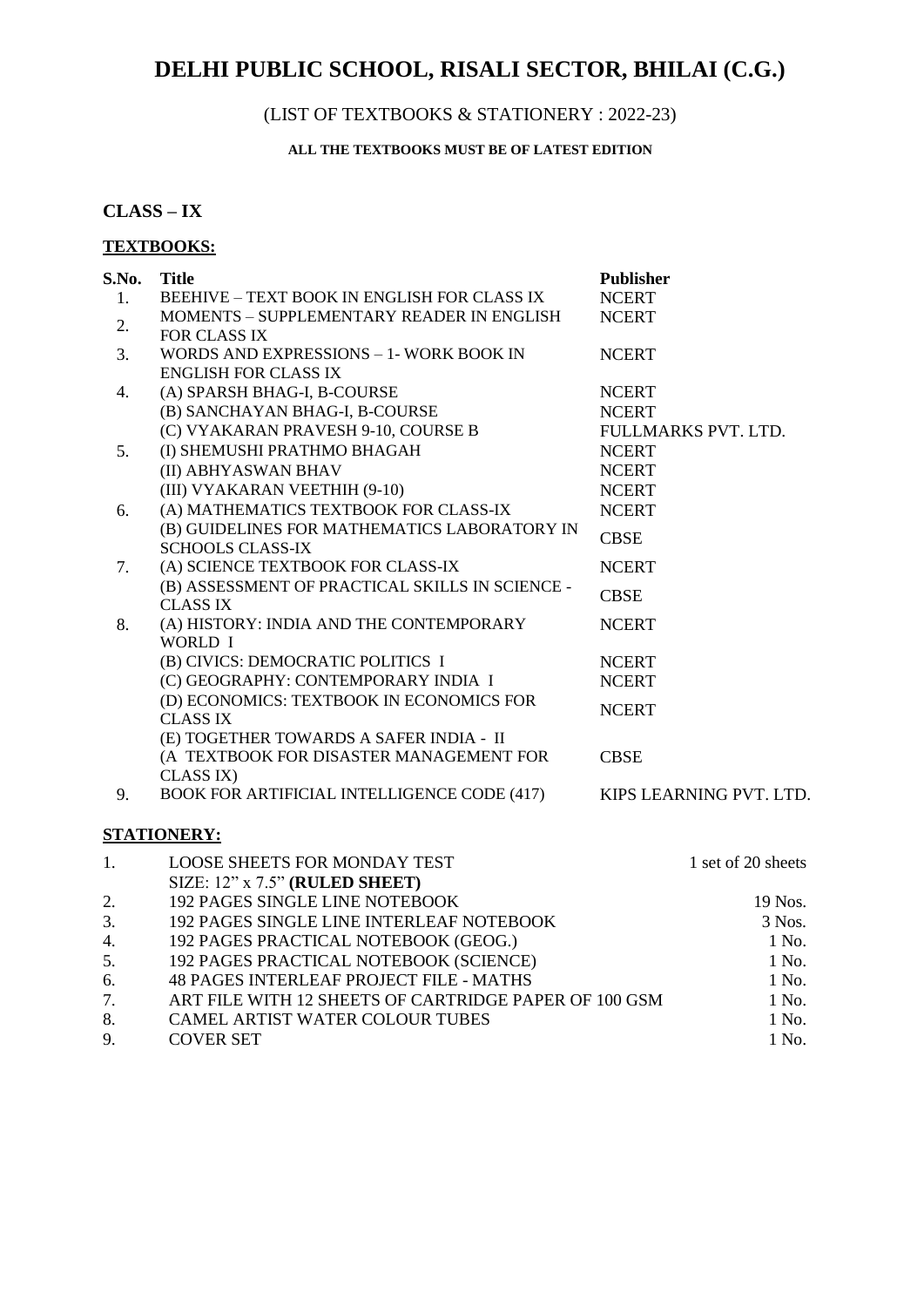# DELHI PUBLIC SCHOOL, RISALI SECTOR, BHILAI (C.G.)

(LIST OF TEXTBOOKS & STATIONERY : 2022-23)

**ALL THE TEXTBOOKS MUST BE OF LATEST EDITION**

## CLASS – IX

### TEXTBOOKS:

| S.No. | Title | Publisher |
|---|---|---|
| 1. | BEEHIVE – TEXT BOOK IN ENGLISH FOR CLASS IX | NCERT |
| 2. | MOMENTS – SUPPLEMENTARY READER IN ENGLISH FOR CLASS IX | NCERT |
| 3. | WORDS AND EXPRESSIONS – 1- WORK BOOK IN ENGLISH FOR CLASS IX | NCERT |
| 4. | (A) SPARSH BHAG-I, B-COURSE | NCERT |
| | (B) SANCHAYAN BHAG-I, B-COURSE | NCERT |
| | (C) VYAKARAN PRAVESH 9-10, COURSE B | FULLMARKS PVT. LTD. |
| 5. | (I) SHEMUSHI PRATHMO BHAGAH | NCERT |
| | (II) ABHYASWAN BHAV | NCERT |
| | (III) VYAKARAN VEETHIH (9-10) | NCERT |
| 6. | (A) MATHEMATICS TEXTBOOK FOR CLASS-IX | NCERT |
| | (B) GUIDELINES FOR MATHEMATICS LABORATORY IN SCHOOLS CLASS-IX | CBSE |
| 7. | (A) SCIENCE TEXTBOOK FOR CLASS-IX | NCERT |
| | (B) ASSESSMENT OF PRACTICAL SKILLS IN SCIENCE - CLASS IX | CBSE |
| 8. | (A) HISTORY: INDIA AND THE CONTEMPORARY WORLD I | NCERT |
| | (B) CIVICS: DEMOCRATIC POLITICS I | NCERT |
| | (C) GEOGRAPHY: CONTEMPORARY INDIA I | NCERT |
| | (D) ECONOMICS: TEXTBOOK IN ECONOMICS FOR CLASS IX | NCERT |
| | (E) TOGETHER TOWARDS A SAFER INDIA - II (A TEXTBOOK FOR DISASTER MANAGEMENT FOR CLASS IX) | CBSE |
| 9. | BOOK FOR ARTIFICIAL INTELLIGENCE CODE (417) | KIPS LEARNING PVT. LTD. |

### STATIONERY:

| | | |
|---|---|---|
| 1. | LOOSE SHEETS FOR MONDAY TEST SIZE: 12" x 7.5" **(RULED SHEET)** | 1 set of 20 sheets |
| 2. | 192 PAGES SINGLE LINE NOTEBOOK | 19 Nos. |
| 3. | 192 PAGES SINGLE LINE INTERLEAF NOTEBOOK | 3 Nos. |
| 4. | 192 PAGES PRACTICAL NOTEBOOK (GEOG.) | 1 No. |
| 5. | 192 PAGES PRACTICAL NOTEBOOK (SCIENCE) | 1 No. |
| 6. | 48 PAGES INTERLEAF PROJECT FILE - MATHS | 1 No. |
| 7. | ART FILE WITH 12 SHEETS OF CARTRIDGE PAPER OF 100 GSM | 1 No. |
| 8. | CAMEL ARTIST WATER COLOUR TUBES | 1 No. |
| 9. | COVER SET | 1 No. |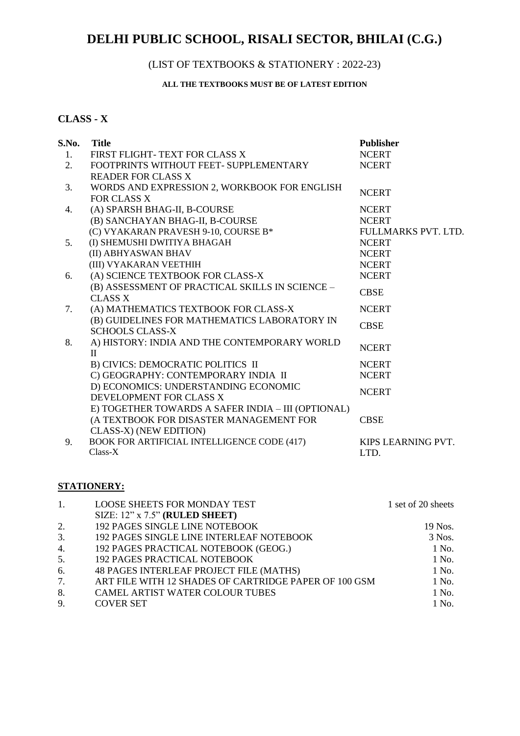# DELHI PUBLIC SCHOOL, RISALI SECTOR, BHILAI (C.G.)

(LIST OF TEXTBOOKS & STATIONERY : 2022-23)

**ALL THE TEXTBOOKS MUST BE OF LATEST EDITION**

## CLASS - X

| S.No. | Title | Publisher |
|---|---|---|
| 1. | FIRST FLIGHT- TEXT FOR CLASS X | NCERT |
| 2. | FOOTPRINTS WITHOUT FEET- SUPPLEMENTARY READER FOR CLASS X | NCERT |
| 3. | WORDS AND EXPRESSION 2, WORKBOOK FOR ENGLISH FOR CLASS X | NCERT |
| 4. | (A) SPARSH BHAG-II, B-COURSE | NCERT |
| | (B) SANCHAYAN BHAG-II, B-COURSE | NCERT |
| | (C) VYAKARAN PRAVESH 9-10, COURSE B* | FULLMARKS PVT. LTD. |
| 5. | (I) SHEMUSHI DWITIYA BHAGAH | NCERT |
| | (II) ABHYASWAN BHAV | NCERT |
| | (III) VYAKARAN VEETHIH | NCERT |
| 6. | (A) SCIENCE TEXTBOOK FOR CLASS-X | NCERT |
| | (B) ASSESSMENT OF PRACTICAL SKILLS IN SCIENCE – CLASS X | CBSE |
| 7. | (A) MATHEMATICS TEXTBOOK FOR CLASS-X | NCERT |
| | (B) GUIDELINES FOR MATHEMATICS LABORATORY IN SCHOOLS CLASS-X | CBSE |
| 8. | A) HISTORY: INDIA AND THE CONTEMPORARY WORLD II | NCERT |
| | B) CIVICS: DEMOCRATIC POLITICS II | NCERT |
| | C) GEOGRAPHY: CONTEMPORARY INDIA II | NCERT |
| | D) ECONOMICS: UNDERSTANDING ECONOMIC DEVELOPMENT FOR CLASS X | NCERT |
| | E) TOGETHER TOWARDS A SAFER INDIA – III (OPTIONAL) (A TEXTBOOK FOR DISASTER MANAGEMENT FOR CLASS-X) (NEW EDITION) | CBSE |
| 9. | BOOK FOR ARTIFICIAL INTELLIGENCE CODE (417) Class-X | KIPS LEARNING PVT. LTD. |

## STATIONERY:

| | | |
|---|---|---|
| 1. | LOOSE SHEETS FOR MONDAY TEST SIZE: 12" x 7.5" **(RULED SHEET)** | 1 set of 20 sheets |
| 2. | 192 PAGES SINGLE LINE NOTEBOOK | 19 Nos. |
| 3. | 192 PAGES SINGLE LINE INTERLEAF NOTEBOOK | 3 Nos. |
| 4. | 192 PAGES PRACTICAL NOTEBOOK (GEOG.) | 1 No. |
| 5. | 192 PAGES PRACTICAL NOTEBOOK | 1 No. |
| 6. | 48 PAGES INTERLEAF PROJECT FILE (MATHS) | 1 No. |
| 7. | ART FILE WITH 12 SHADES OF CARTRIDGE PAPER OF 100 GSM | 1 No. |
| 8. | CAMEL ARTIST WATER COLOUR TUBES | 1 No. |
| 9. | COVER SET | 1 No. |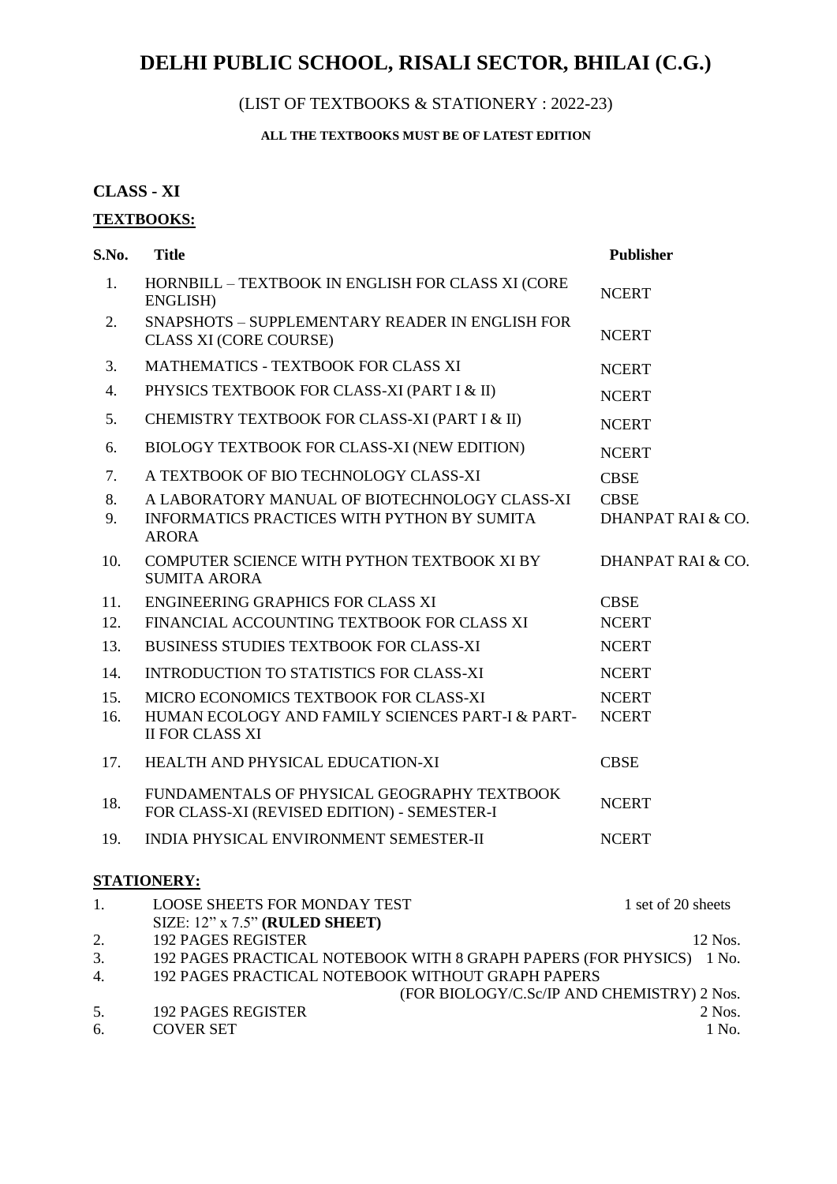# DELHI PUBLIC SCHOOL, RISALI SECTOR, BHILAI (C.G.)

(LIST OF TEXTBOOKS & STATIONERY : 2022-23)

**ALL THE TEXTBOOKS MUST BE OF LATEST EDITION**

## CLASS - XI

### TEXTBOOKS:

| S.No. | Title | Publisher |
|---|---|---|
| 1. | HORNBILL – TEXTBOOK IN ENGLISH FOR CLASS XI (CORE ENGLISH) | NCERT |
| 2. | SNAPSHOTS – SUPPLEMENTARY READER IN ENGLISH FOR CLASS XI (CORE COURSE) | NCERT |
| 3. | MATHEMATICS - TEXTBOOK FOR CLASS XI | NCERT |
| 4. | PHYSICS TEXTBOOK FOR CLASS-XI (PART I & II) | NCERT |
| 5. | CHEMISTRY TEXTBOOK FOR CLASS-XI (PART I & II) | NCERT |
| 6. | BIOLOGY TEXTBOOK FOR CLASS-XI (NEW EDITION) | NCERT |
| 7. | A TEXTBOOK OF BIO TECHNOLOGY CLASS-XI | CBSE |
| 8. | A LABORATORY MANUAL OF BIOTECHNOLOGY CLASS-XI | CBSE |
| 9. | INFORMATICS PRACTICES WITH PYTHON BY SUMITA ARORA | DHANPAT RAI & CO. |
| 10. | COMPUTER SCIENCE WITH PYTHON TEXTBOOK XI BY SUMITA ARORA | DHANPAT RAI & CO. |
| 11. | ENGINEERING GRAPHICS FOR CLASS XI | CBSE |
| 12. | FINANCIAL ACCOUNTING TEXTBOOK FOR CLASS XI | NCERT |
| 13. | BUSINESS STUDIES TEXTBOOK FOR CLASS-XI | NCERT |
| 14. | INTRODUCTION TO STATISTICS FOR CLASS-XI | NCERT |
| 15. | MICRO ECONOMICS TEXTBOOK FOR CLASS-XI | NCERT |
| 16. | HUMAN ECOLOGY AND FAMILY SCIENCES PART-I & PART-II FOR CLASS XI | NCERT |
| 17. | HEALTH AND PHYSICAL EDUCATION-XI | CBSE |
| 18. | FUNDAMENTALS OF PHYSICAL GEOGRAPHY TEXTBOOK FOR CLASS-XI (REVISED EDITION) - SEMESTER-I | NCERT |
| 19. | INDIA PHYSICAL ENVIRONMENT SEMESTER-II | NCERT |

### STATIONERY:

| S.No. | Item | Quantity |
|---|---|---|
| 1. | LOOSE SHEETS FOR MONDAY TEST SIZE: 12” x 7.5” **(RULED SHEET)** | 1 set of 20 sheets |
| 2. | 192 PAGES REGISTER | 12 Nos. |
| 3. | 192 PAGES PRACTICAL NOTEBOOK WITH 8 GRAPH PAPERS (FOR PHYSICS) | 1 No. |
| 4. | 192 PAGES PRACTICAL NOTEBOOK WITHOUT GRAPH PAPERS (FOR BIOLOGY/C.Sc/IP AND CHEMISTRY) | 2 Nos. |
| 5. | 192 PAGES REGISTER | 2 Nos. |
| 6. | COVER SET | 1 No. |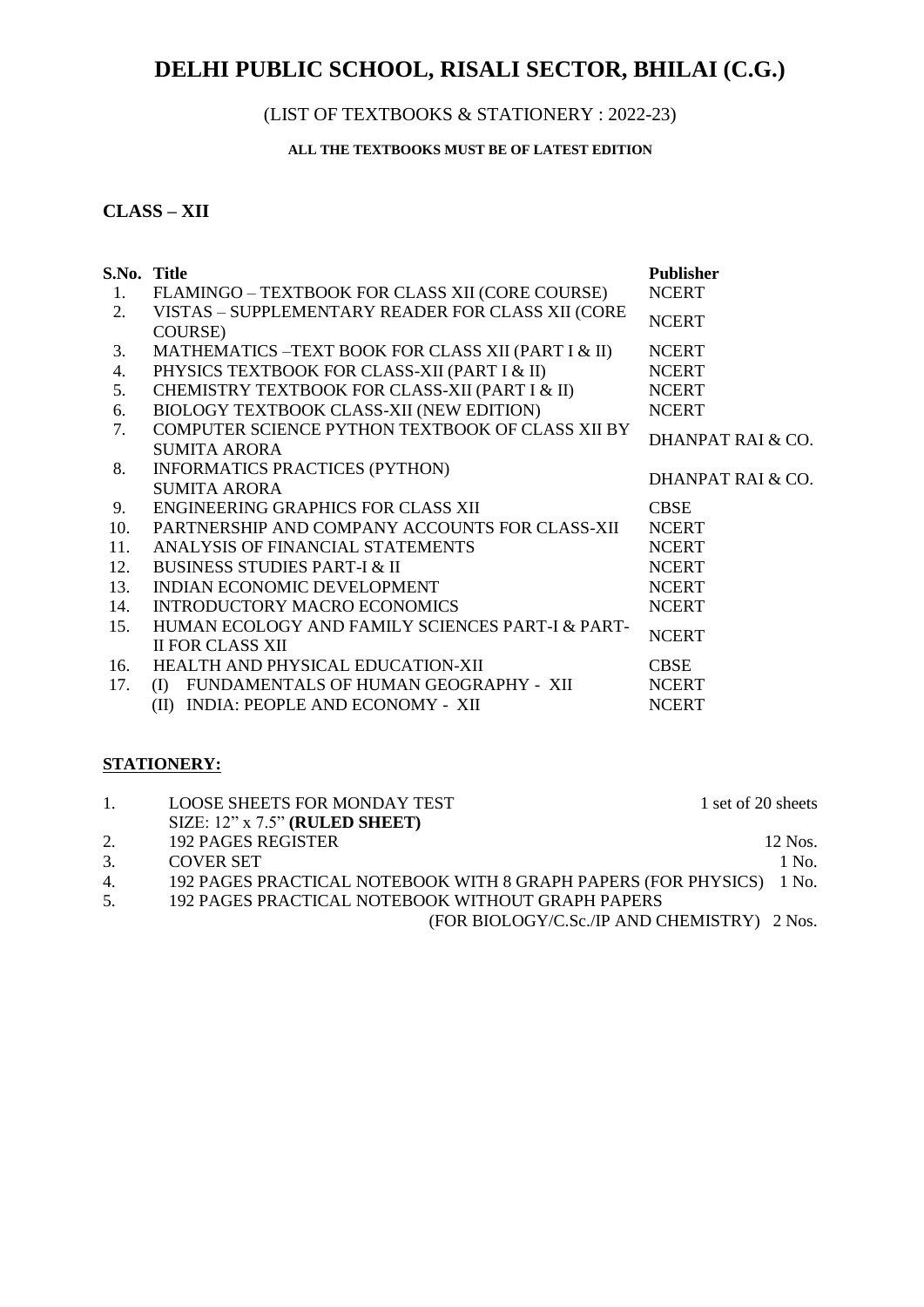# DELHI PUBLIC SCHOOL, RISALI SECTOR, BHILAI (C.G.)

(LIST OF TEXTBOOKS & STATIONERY : 2022-23)

**ALL THE TEXTBOOKS MUST BE OF LATEST EDITION**

## CLASS – XII

| S.No. | Title | Publisher |
|---|---|---|
| 1. | FLAMINGO – TEXTBOOK FOR CLASS XII (CORE COURSE) | NCERT |
| 2. | VISTAS – SUPPLEMENTARY READER FOR CLASS XII (CORE COURSE) | NCERT |
| 3. | MATHEMATICS –TEXT BOOK FOR CLASS XII (PART I & II) | NCERT |
| 4. | PHYSICS TEXTBOOK FOR CLASS-XII (PART I & II) | NCERT |
| 5. | CHEMISTRY TEXTBOOK FOR CLASS-XII (PART I & II) | NCERT |
| 6. | BIOLOGY TEXTBOOK CLASS-XII (NEW EDITION) | NCERT |
| 7. | COMPUTER SCIENCE PYTHON TEXTBOOK OF CLASS XII BY SUMITA ARORA | DHANPAT RAI & CO. |
| 8. | INFORMATICS PRACTICES (PYTHON) SUMITA ARORA | DHANPAT RAI & CO. |
| 9. | ENGINEERING GRAPHICS FOR CLASS XII | CBSE |
| 10. | PARTNERSHIP AND COMPANY ACCOUNTS FOR CLASS-XII | NCERT |
| 11. | ANALYSIS OF FINANCIAL STATEMENTS | NCERT |
| 12. | BUSINESS STUDIES PART-I & II | NCERT |
| 13. | INDIAN ECONOMIC DEVELOPMENT | NCERT |
| 14. | INTRODUCTORY MACRO ECONOMICS | NCERT |
| 15. | HUMAN ECOLOGY AND FAMILY SCIENCES PART-I & PART-II FOR CLASS XII | NCERT |
| 16. | HEALTH AND PHYSICAL EDUCATION-XII | CBSE |
| 17. | (I) FUNDAMENTALS OF HUMAN GEOGRAPHY - XII | NCERT |
| | (II) INDIA: PEOPLE AND ECONOMY - XII | NCERT |

**STATIONERY:**

| | | |
|---|---|---|
| 1. | LOOSE SHEETS FOR MONDAY TEST SIZE: 12" x 7.5" **(RULED SHEET)** | 1 set of 20 sheets |
| 2. | 192 PAGES REGISTER | 12 Nos. |
| 3. | COVER SET | 1 No. |
| 4. | 192 PAGES PRACTICAL NOTEBOOK WITH 8 GRAPH PAPERS (FOR PHYSICS) | 1 No. |
| 5. | 192 PAGES PRACTICAL NOTEBOOK WITHOUT GRAPH PAPERS (FOR BIOLOGY/C.Sc./IP AND CHEMISTRY) | 2 Nos. |